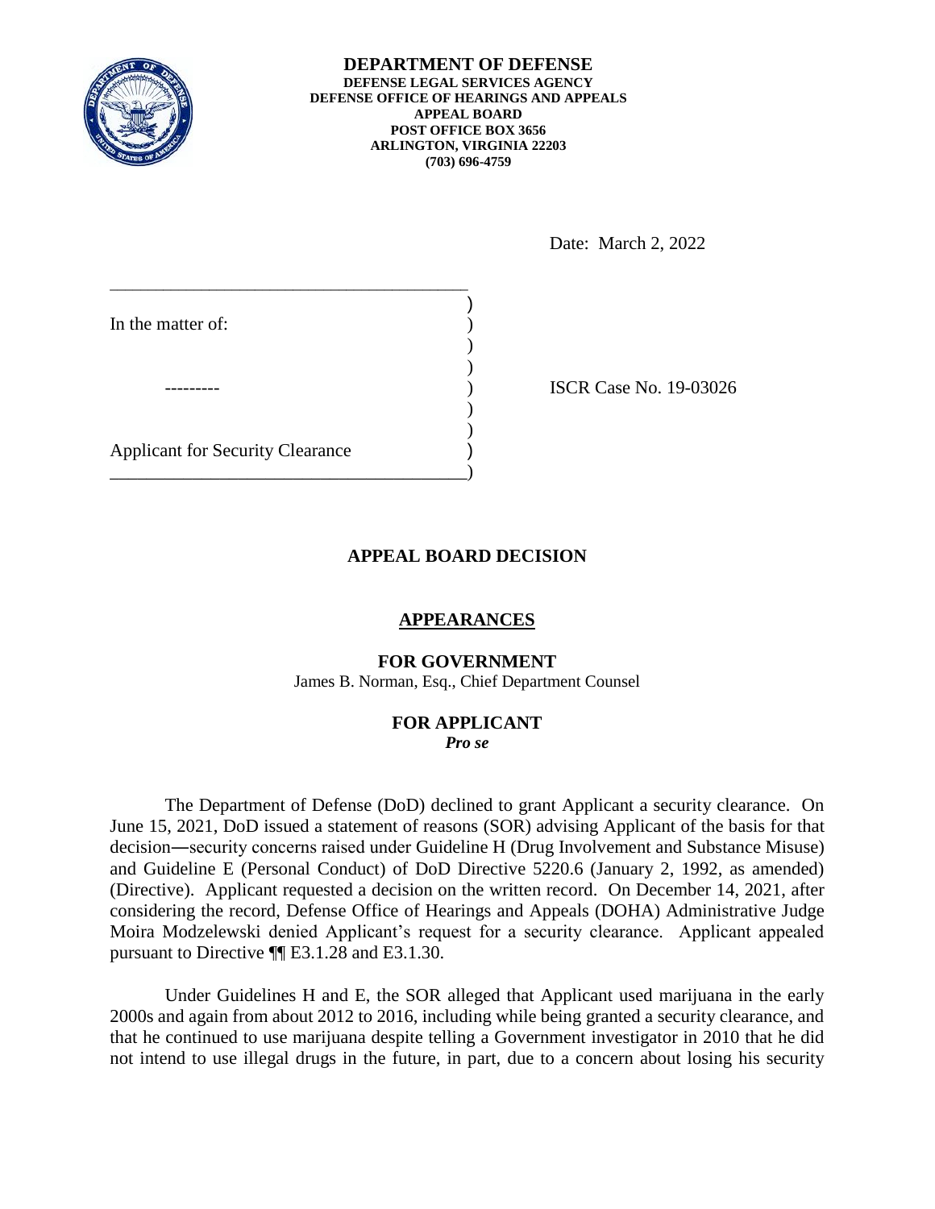**DEPARTMENT OF DEFENSE**
**DEFENSE LEGAL SERVICES AGENCY**
**DEFENSE OFFICE OF HEARINGS AND APPEALS**
**APPEAL BOARD**
**POST OFFICE BOX 3656**
**ARLINGTON, VIRGINIA 22203**
**(703) 696-4759**

Date: March 2, 2022

In the matter of:

---------

Applicant for Security Clearance

ISCR Case No. 19-03026

## APPEAL BOARD DECISION

### APPEARANCES

**FOR GOVERNMENT**
James B. Norman, Esq., Chief Department Counsel

**FOR APPLICANT**
*Pro se*

The Department of Defense (DoD) declined to grant Applicant a security clearance. On June 15, 2021, DoD issued a statement of reasons (SOR) advising Applicant of the basis for that decision—security concerns raised under Guideline H (Drug Involvement and Substance Misuse) and Guideline E (Personal Conduct) of DoD Directive 5220.6 (January 2, 1992, as amended) (Directive). Applicant requested a decision on the written record. On December 14, 2021, after considering the record, Defense Office of Hearings and Appeals (DOHA) Administrative Judge Moira Modzelewski denied Applicant's request for a security clearance. Applicant appealed pursuant to Directive ¶¶ E3.1.28 and E3.1.30.

Under Guidelines H and E, the SOR alleged that Applicant used marijuana in the early 2000s and again from about 2012 to 2016, including while being granted a security clearance, and that he continued to use marijuana despite telling a Government investigator in 2010 that he did not intend to use illegal drugs in the future, in part, due to a concern about losing his security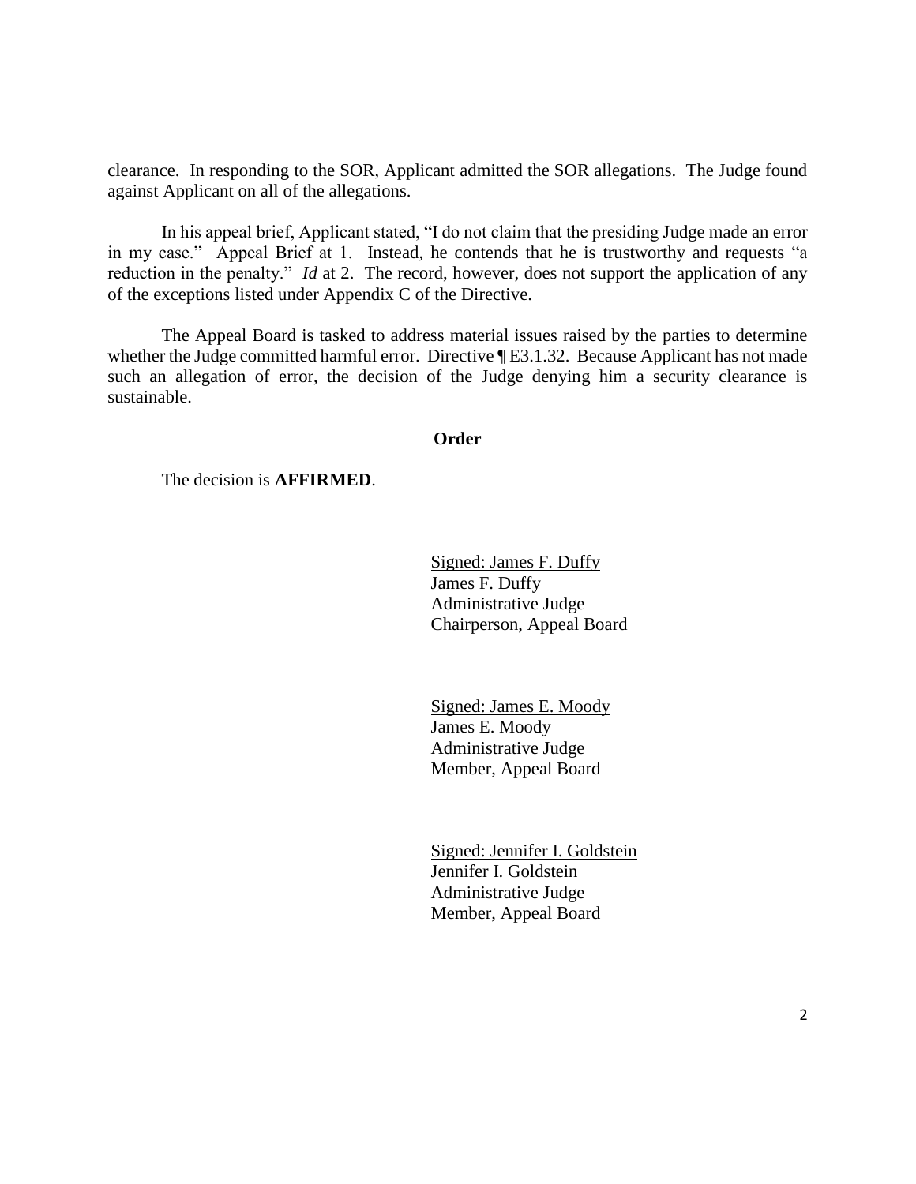clearance. In responding to the SOR, Applicant admitted the SOR allegations. The Judge found against Applicant on all of the allegations.

In his appeal brief, Applicant stated, "I do not claim that the presiding Judge made an error in my case." Appeal Brief at 1. Instead, he contends that he is trustworthy and requests "a reduction in the penalty." *Id* at 2. The record, however, does not support the application of any of the exceptions listed under Appendix C of the Directive.

The Appeal Board is tasked to address material issues raised by the parties to determine whether the Judge committed harmful error. Directive ¶ E3.1.32. Because Applicant has not made such an allegation of error, the decision of the Judge denying him a security clearance is sustainable.

## Order

The decision is **AFFIRMED**.

Signed: James F. Duffy
James F. Duffy
Administrative Judge
Chairperson, Appeal Board

Signed: James E. Moody
James E. Moody
Administrative Judge
Member, Appeal Board

Signed: Jennifer I. Goldstein
Jennifer I. Goldstein
Administrative Judge
Member, Appeal Board